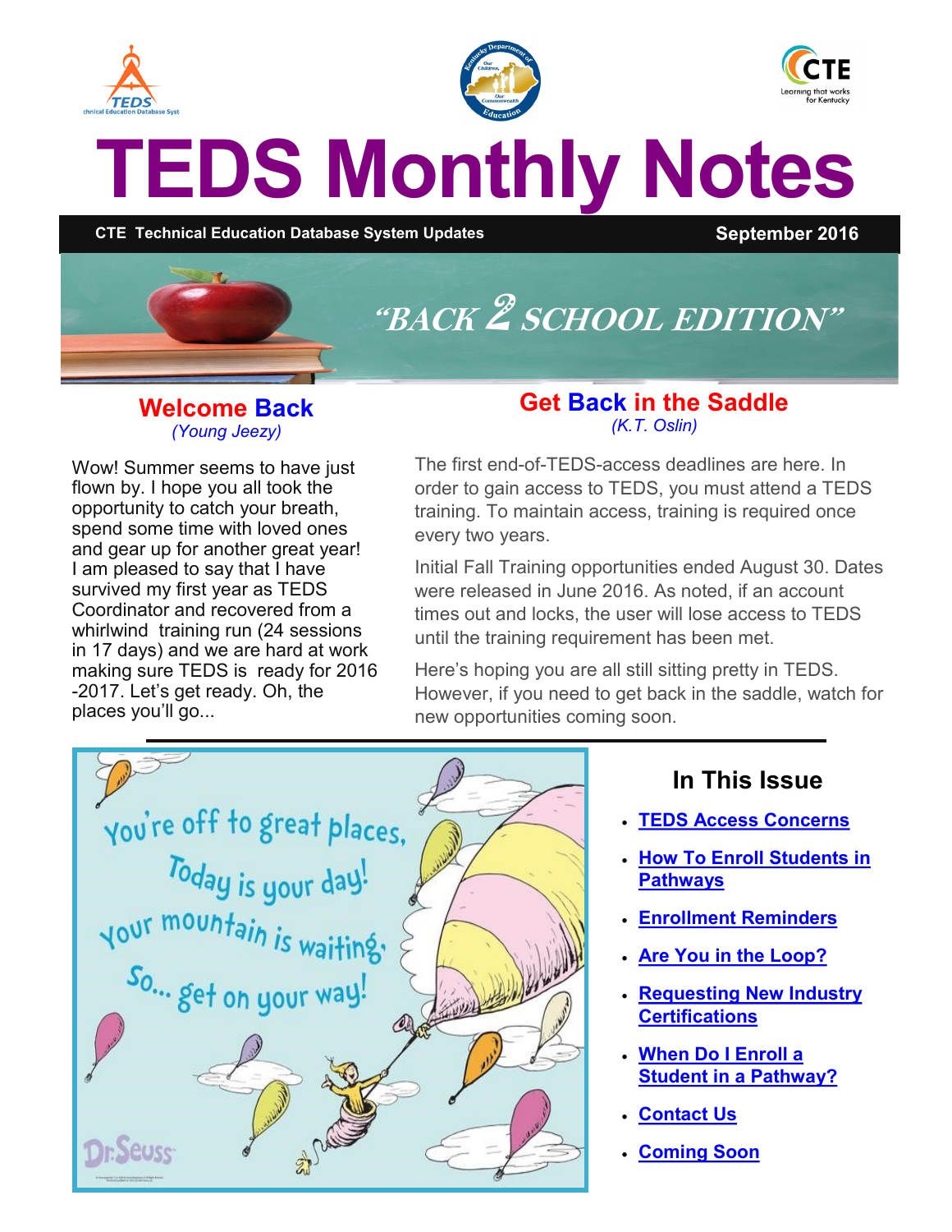# TEDS Monthly Notes

**CTE Technical Education Database System Updates** **September 2016**

*"BACK 2 SCHOOL EDITION"*

## Welcome Back

*(Young Jeezy)*

Wow! Summer seems to have just flown by. I hope you all took the opportunity to catch your breath, spend some time with loved ones and gear up for another great year! I am pleased to say that I have survived my first year as TEDS Coordinator and recovered from a whirlwind training run (24 sessions in 17 days) and we are hard at work making sure TEDS is ready for 2016-2017. Let's get ready. Oh, the places you'll go...

## Get Back in the Saddle

*(K.T. Oslin)*

The first end-of-TEDS-access deadlines are here. In order to gain access to TEDS, you must attend a TEDS training. To maintain access, training is required once every two years.

Initial Fall Training opportunities ended August 30. Dates were released in June 2016. As noted, if an account times out and locks, the user will lose access to TEDS until the training requirement has been met.

Here's hoping you are all still sitting pretty in TEDS. However, if you need to get back in the saddle, watch for new opportunities coming soon.

You're off to great places,
Today is your day!
Your mountain is waiting,
So... get on your way!

Dr. Seuss

## In This Issue

- **TEDS Access Concerns**
- **How To Enroll Students in Pathways**
- **Enrollment Reminders**
- **Are You in the Loop?**
- **Requesting New Industry Certifications**
- **When Do I Enroll a Student in a Pathway?**
- **Contact Us**
- **Coming Soon**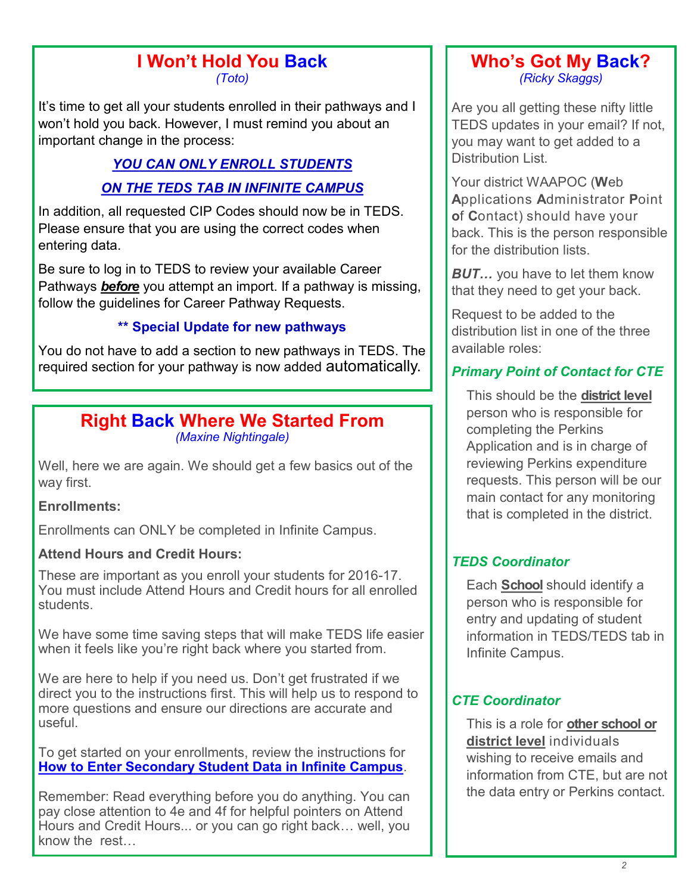## I Won't Hold You Back

*(Toto)*

It's time to get all your students enrolled in their pathways and I won't hold you back. However, I must remind you about an important change in the process:

***YOU CAN ONLY ENROLL STUDENTS***

***ON THE TEDS TAB IN INFINITE CAMPUS***

In addition, all requested CIP Codes should now be in TEDS. Please ensure that you are using the correct codes when entering data.

Be sure to log in to TEDS to review your available Career Pathways ***before*** you attempt an import. If a pathway is missing, follow the guidelines for Career Pathway Requests.

**** Special Update for new pathways**

You do not have to add a section to new pathways in TEDS. The required section for your pathway is now added automatically.

## Right Back Where We Started From

*(Maxine Nightingale)*

Well, here we are again. We should get a few basics out of the way first.

**Enrollments:**

Enrollments can ONLY be completed in Infinite Campus.

**Attend Hours and Credit Hours:**

These are important as you enroll your students for 2016-17. You must include Attend Hours and Credit hours for all enrolled students.

We have some time saving steps that will make TEDS life easier when it feels like you're right back where you started from.

We are here to help if you need us. Don't get frustrated if we direct you to the instructions first. This will help us to respond to more questions and ensure our directions are accurate and useful.

To get started on your enrollments, review the instructions for **How to Enter Secondary Student Data in Infinite Campus**.

Remember: Read everything before you do anything. You can pay close attention to 4e and 4f for helpful pointers on Attend Hours and Credit Hours... or you can go right back… well, you know the rest…

## Who's Got My Back?

*(Ricky Skaggs)*

Are you all getting these nifty little TEDS updates in your email? If not, you may want to get added to a Distribution List.

Your district WAAPOC (**W**eb **A**pplications **A**dministrator **P**oint **o**f **C**ontact) should have your back. This is the person responsible for the distribution lists.

***BUT…*** you have to let them know that they need to get your back.

Request to be added to the distribution list in one of the three available roles:

***Primary Point of Contact for CTE***

This should be the **district level** person who is responsible for completing the Perkins Application and is in charge of reviewing Perkins expenditure requests. This person will be our main contact for any monitoring that is completed in the district.

***TEDS Coordinator***

Each **School** should identify a person who is responsible for entry and updating of student information in TEDS/TEDS tab in Infinite Campus.

***CTE Coordinator***

This is a role for **other school or district level** individuals wishing to receive emails and information from CTE, but are not the data entry or Perkins contact.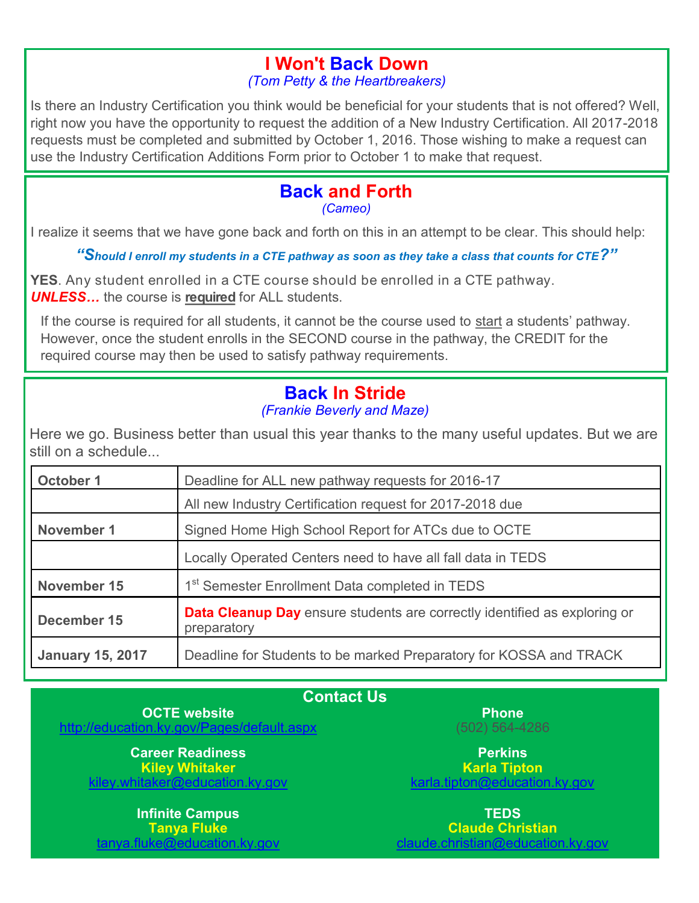## I Won't Back Down

*(Tom Petty & the Heartbreakers)*

Is there an Industry Certification you think would be beneficial for your students that is not offered? Well, right now you have the opportunity to request the addition of a New Industry Certification. All 2017-2018 requests must be completed and submitted by October 1, 2016. Those wishing to make a request can use the Industry Certification Additions Form prior to October 1 to make that request.

## Back and Forth

*(Cameo)*

I realize it seems that we have gone back and forth on this in an attempt to be clear. This should help:

***"Should I enroll my students in a CTE pathway as soon as they take a class that counts for CTE?"***

**YES**. Any student enrolled in a CTE course should be enrolled in a CTE pathway.
***UNLESS…*** the course is **required** for ALL students.

If the course is required for all students, it cannot be the course used to start a students' pathway. However, once the student enrolls in the SECOND course in the pathway, the CREDIT for the required course may then be used to satisfy pathway requirements.

## Back In Stride

*(Frankie Beverly and Maze)*

Here we go. Business better than usual this year thanks to the many useful updates. But we are still on a schedule...

| | |
|---|---|
| **October 1** | Deadline for ALL new pathway requests for 2016-17 |
| | All new Industry Certification request for 2017-2018 due |
| **November 1** | Signed Home High School Report for ATCs due to OCTE |
| | Locally Operated Centers need to have all fall data in TEDS |
| **November 15** | 1st Semester Enrollment Data completed in TEDS |
| **December 15** | **Data Cleanup Day** ensure students are correctly identified as exploring or preparatory |
| **January 15, 2017** | Deadline for Students to be marked Preparatory for KOSSA and TRACK |

## Contact Us

**OCTE website**
http://education.ky.gov/Pages/default.aspx

**Phone**
(502) 564-4286

**Career Readiness**
**Kiley Whitaker**
kiley.whitaker@education.ky.gov

**Perkins**
**Karla Tipton**
karla.tipton@education.ky.gov

**Infinite Campus**
**Tanya Fluke**
tanya.fluke@education.ky.gov

**TEDS**
**Claude Christian**
claude.christian@education.ky.gov